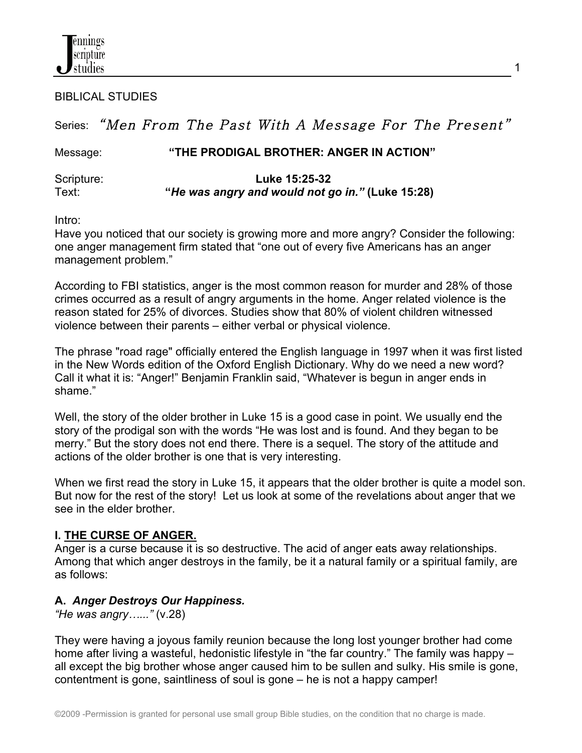BIBLICAL STUDIES

Series: *"Men From The Past With A Message For The Present"*

Message: **"THE PRODIGAL BROTHER: ANGER IN ACTION"**

Scripture: **Luke 15:25-32**
Text: **"*He was angry and would not go in.*" (Luke 15:28)**

Intro:
Have you noticed that our society is growing more and more angry? Consider the following: one anger management firm stated that "one out of every five Americans has an anger management problem."

According to FBI statistics, anger is the most common reason for murder and 28% of those crimes occurred as a result of angry arguments in the home. Anger related violence is the reason stated for 25% of divorces. Studies show that 80% of violent children witnessed violence between their parents – either verbal or physical violence.

The phrase "road rage" officially entered the English language in 1997 when it was first listed in the New Words edition of the Oxford English Dictionary. Why do we need a new word? Call it what it is: "Anger!" Benjamin Franklin said, "Whatever is begun in anger ends in shame."

Well, the story of the older brother in Luke 15 is a good case in point. We usually end the story of the prodigal son with the words "He was lost and is found. And they began to be merry." But the story does not end there. There is a sequel. The story of the attitude and actions of the older brother is one that is very interesting.

When we first read the story in Luke 15, it appears that the older brother is quite a model son. But now for the rest of the story! Let us look at some of the revelations about anger that we see in the elder brother.

## I. THE CURSE OF ANGER.

Anger is a curse because it is so destructive. The acid of anger eats away relationships. Among that which anger destroys in the family, be it a natural family or a spiritual family, are as follows:

### A. *Anger Destroys Our Happiness.*

*"He was angry….."* (v.28)

They were having a joyous family reunion because the long lost younger brother had come home after living a wasteful, hedonistic lifestyle in "the far country." The family was happy – all except the big brother whose anger caused him to be sullen and sulky. His smile is gone, contentment is gone, saintliness of soul is gone – he is not a happy camper!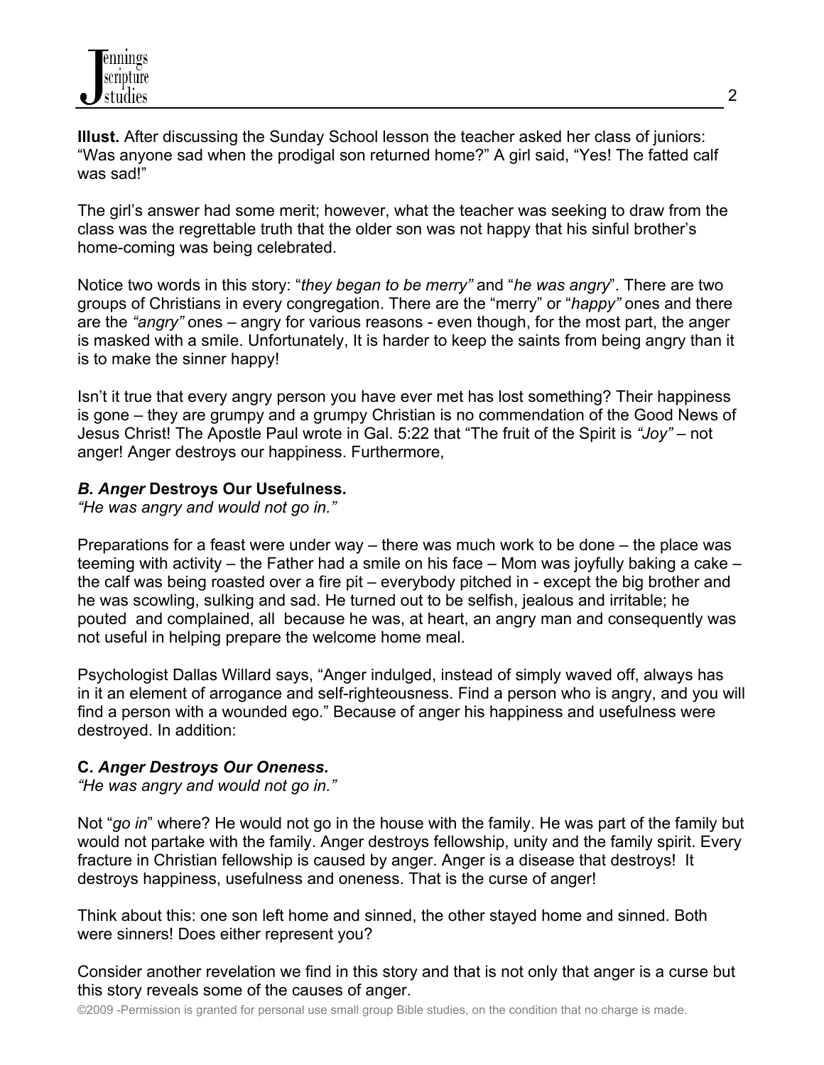**Illust.** After discussing the Sunday School lesson the teacher asked her class of juniors: "Was anyone sad when the prodigal son returned home?" A girl said, "Yes! The fatted calf was sad!"

The girl's answer had some merit; however, what the teacher was seeking to draw from the class was the regrettable truth that the older son was not happy that his sinful brother's home-coming was being celebrated.

Notice two words in this story: "*they began to be merry"* and "*he was angry*". There are two groups of Christians in every congregation. There are the "merry" or "*happy"* ones and there are the *"angry"* ones – angry for various reasons - even though, for the most part, the anger is masked with a smile. Unfortunately, It is harder to keep the saints from being angry than it is to make the sinner happy!

Isn't it true that every angry person you have ever met has lost something? Their happiness is gone – they are grumpy and a grumpy Christian is no commendation of the Good News of Jesus Christ! The Apostle Paul wrote in Gal. 5:22 that "The fruit of the Spirit is *"Joy"* – not anger! Anger destroys our happiness. Furthermore,

### *B. Anger* Destroys Our Usefulness.

*"He was angry and would not go in."*

Preparations for a feast were under way – there was much work to be done – the place was teeming with activity – the Father had a smile on his face – Mom was joyfully baking a cake – the calf was being roasted over a fire pit – everybody pitched in - except the big brother and he was scowling, sulking and sad. He turned out to be selfish, jealous and irritable; he pouted and complained, all because he was, at heart, an angry man and consequently was not useful in helping prepare the welcome home meal.

Psychologist Dallas Willard says, "Anger indulged, instead of simply waved off, always has in it an element of arrogance and self-righteousness. Find a person who is angry, and you will find a person with a wounded ego." Because of anger his happiness and usefulness were destroyed. In addition:

### C. *Anger Destroys Our Oneness.*

*"He was angry and would not go in."*

Not "*go in*" where? He would not go in the house with the family. He was part of the family but would not partake with the family. Anger destroys fellowship, unity and the family spirit. Every fracture in Christian fellowship is caused by anger. Anger is a disease that destroys! It destroys happiness, usefulness and oneness. That is the curse of anger!

Think about this: one son left home and sinned, the other stayed home and sinned. Both were sinners! Does either represent you?

Consider another revelation we find in this story and that is not only that anger is a curse but this story reveals some of the causes of anger.

©2009 -Permission is granted for personal use small group Bible studies, on the condition that no charge is made.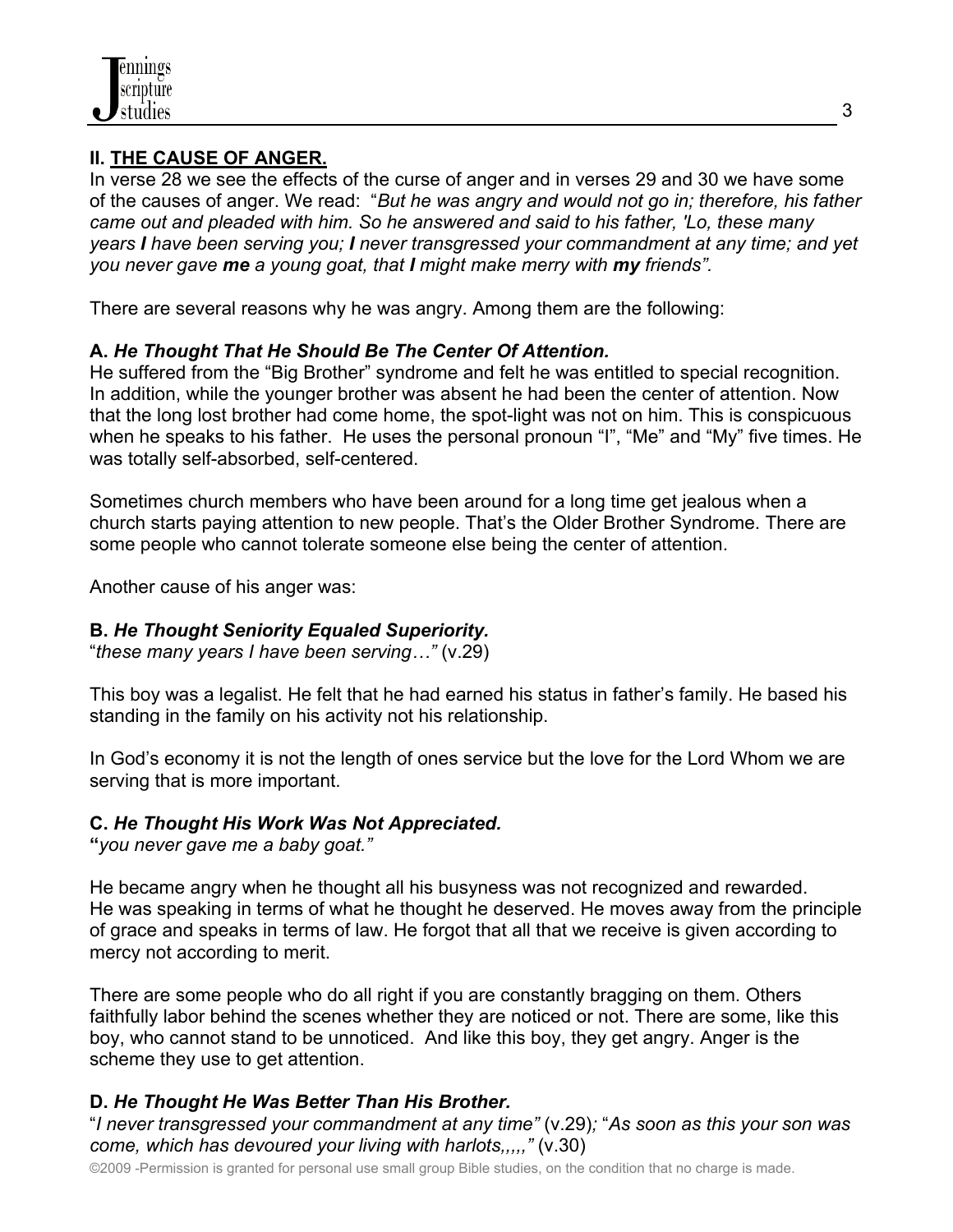## II. <u>THE CAUSE OF ANGER.</u>

In verse 28 we see the effects of the curse of anger and in verses 29 and 30 we have some of the causes of anger. We read: "*But he was angry and would not go in; therefore, his father came out and pleaded with him. So he answered and said to his father, 'Lo, these many years **I** have been serving you; **I** never transgressed your commandment at any time; and yet you never gave **me** a young goat, that **I** might make merry with **my** friends".*

There are several reasons why he was angry. Among them are the following:

### A. *He Thought That He Should Be The Center Of Attention.*

He suffered from the "Big Brother" syndrome and felt he was entitled to special recognition. In addition, while the younger brother was absent he had been the center of attention. Now that the long lost brother had come home, the spot-light was not on him. This is conspicuous when he speaks to his father. He uses the personal pronoun "I", "Me" and "My" five times. He was totally self-absorbed, self-centered.

Sometimes church members who have been around for a long time get jealous when a church starts paying attention to new people. That's the Older Brother Syndrome. There are some people who cannot tolerate someone else being the center of attention.

Another cause of his anger was:

### B. *He Thought Seniority Equaled Superiority.*

"*these many years I have been serving…"* (v.29)

This boy was a legalist. He felt that he had earned his status in father's family. He based his standing in the family on his activity not his relationship.

In God's economy it is not the length of ones service but the love for the Lord Whom we are serving that is more important.

### C. *He Thought His Work Was Not Appreciated.*

**"***you never gave me a baby goat."*

He became angry when he thought all his busyness was not recognized and rewarded. He was speaking in terms of what he thought he deserved. He moves away from the principle of grace and speaks in terms of law. He forgot that all that we receive is given according to mercy not according to merit.

There are some people who do all right if you are constantly bragging on them. Others faithfully labor behind the scenes whether they are noticed or not. There are some, like this boy, who cannot stand to be unnoticed. And like this boy, they get angry. Anger is the scheme they use to get attention.

### D. *He Thought He Was Better Than His Brother.*

"*I never transgressed your commandment at any time"* (v.29)*;* "*As soon as this your son was come, which has devoured your living with harlots,,,,,"* (v.30)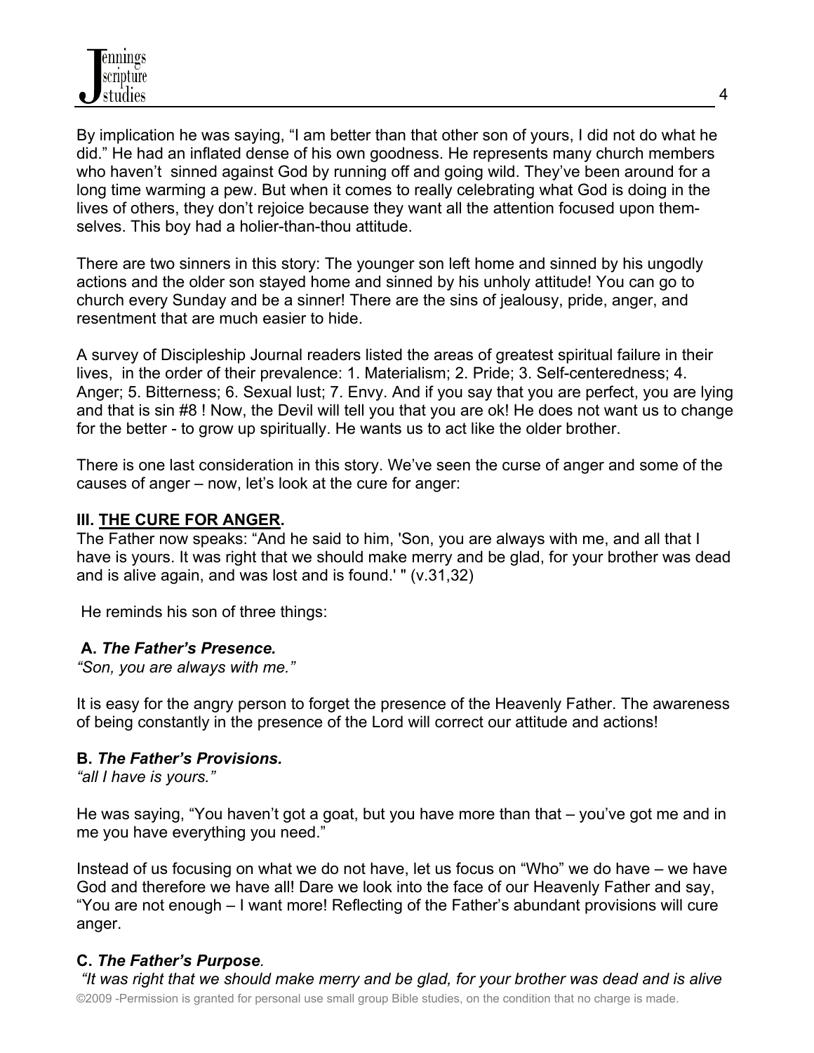By implication he was saying, "I am better than that other son of yours, I did not do what he did." He had an inflated dense of his own goodness. He represents many church members who haven't sinned against God by running off and going wild. They've been around for a long time warming a pew. But when it comes to really celebrating what God is doing in the lives of others, they don't rejoice because they want all the attention focused upon themselves. This boy had a holier-than-thou attitude.

There are two sinners in this story: The younger son left home and sinned by his ungodly actions and the older son stayed home and sinned by his unholy attitude! You can go to church every Sunday and be a sinner! There are the sins of jealousy, pride, anger, and resentment that are much easier to hide.

A survey of Discipleship Journal readers listed the areas of greatest spiritual failure in their lives, in the order of their prevalence: 1. Materialism; 2. Pride; 3. Self-centeredness; 4. Anger; 5. Bitterness; 6. Sexual lust; 7. Envy. And if you say that you are perfect, you are lying and that is sin #8 ! Now, the Devil will tell you that you are ok! He does not want us to change for the better - to grow up spiritually. He wants us to act like the older brother.

There is one last consideration in this story. We've seen the curse of anger and some of the causes of anger – now, let's look at the cure for anger:

## III. <u>THE CURE FOR ANGER</u>.

The Father now speaks: "And he said to him, 'Son, you are always with me, and all that I have is yours. It was right that we should make merry and be glad, for your brother was dead and is alive again, and was lost and is found.' " (v.31,32)

He reminds his son of three things:

### A. *The Father's Presence.*

*"Son, you are always with me."*

It is easy for the angry person to forget the presence of the Heavenly Father. The awareness of being constantly in the presence of the Lord will correct our attitude and actions!

### B. *The Father's Provisions.*

*"all I have is yours."*

He was saying, "You haven't got a goat, but you have more than that – you've got me and in me you have everything you need."

Instead of us focusing on what we do not have, let us focus on "Who" we do have – we have God and therefore we have all! Dare we look into the face of our Heavenly Father and say, "You are not enough – I want more! Reflecting of the Father's abundant provisions will cure anger.

### C. *The Father's Purpose.*

*"It was right that we should make merry and be glad, for your brother was dead and is alive*

©2009 -Permission is granted for personal use small group Bible studies, on the condition that no charge is made.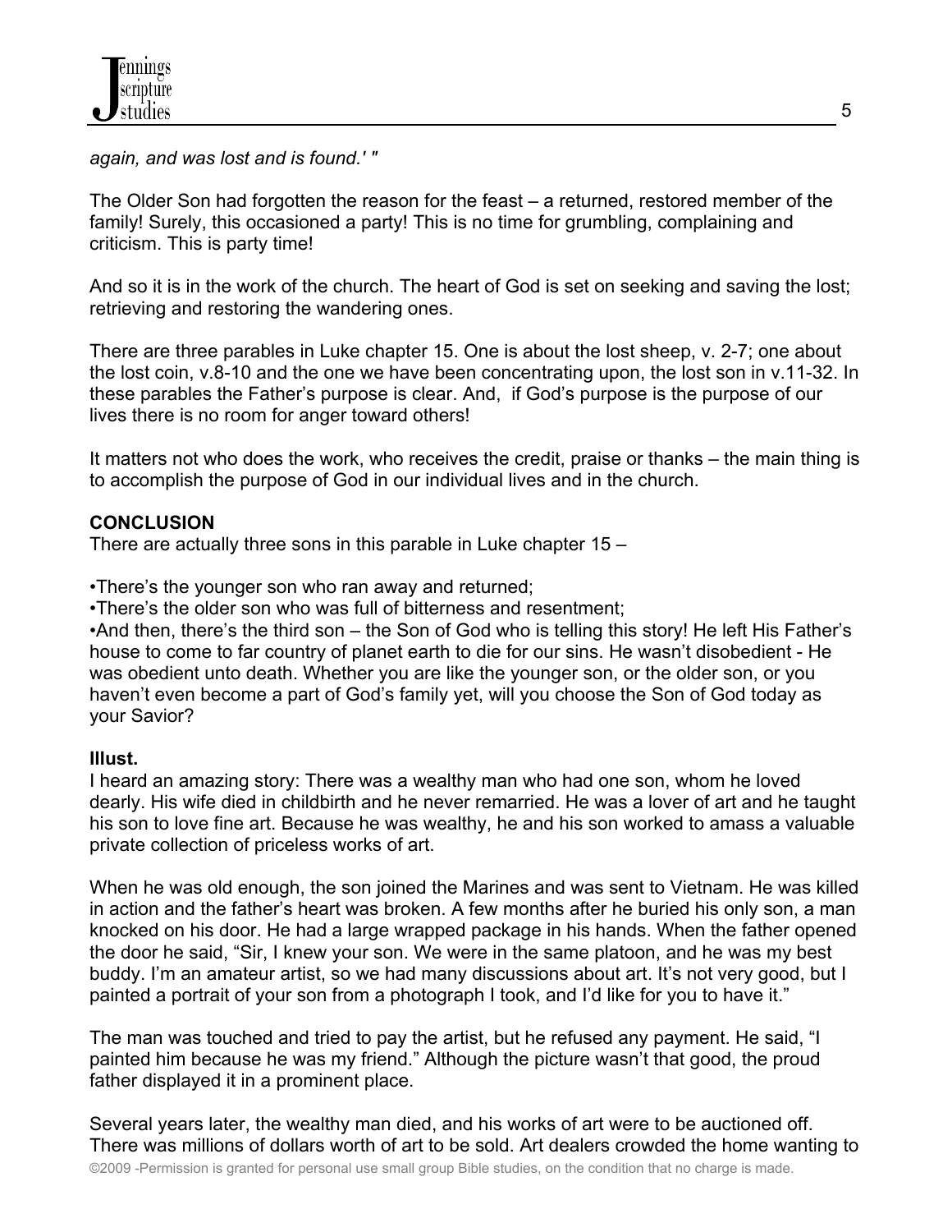*again, and was lost and is found.' "*

The Older Son had forgotten the reason for the feast – a returned, restored member of the family! Surely, this occasioned a party! This is no time for grumbling, complaining and criticism. This is party time!

And so it is in the work of the church. The heart of God is set on seeking and saving the lost; retrieving and restoring the wandering ones.

There are three parables in Luke chapter 15. One is about the lost sheep, v. 2-7; one about the lost coin, v.8-10 and the one we have been concentrating upon, the lost son in v.11-32. In these parables the Father's purpose is clear. And, if God's purpose is the purpose of our lives there is no room for anger toward others!

It matters not who does the work, who receives the credit, praise or thanks – the main thing is to accomplish the purpose of God in our individual lives and in the church.

**CONCLUSION**

There are actually three sons in this parable in Luke chapter 15 –

- There's the younger son who ran away and returned;
- There's the older son who was full of bitterness and resentment;
- And then, there's the third son – the Son of God who is telling this story! He left His Father's house to come to far country of planet earth to die for our sins. He wasn't disobedient - He was obedient unto death. Whether you are like the younger son, or the older son, or you haven't even become a part of God's family yet, will you choose the Son of God today as your Savior?

**Illust.**

I heard an amazing story: There was a wealthy man who had one son, whom he loved dearly. His wife died in childbirth and he never remarried. He was a lover of art and he taught his son to love fine art. Because he was wealthy, he and his son worked to amass a valuable private collection of priceless works of art.

When he was old enough, the son joined the Marines and was sent to Vietnam. He was killed in action and the father's heart was broken. A few months after he buried his only son, a man knocked on his door. He had a large wrapped package in his hands. When the father opened the door he said, "Sir, I knew your son. We were in the same platoon, and he was my best buddy. I'm an amateur artist, so we had many discussions about art. It's not very good, but I painted a portrait of your son from a photograph I took, and I'd like for you to have it."

The man was touched and tried to pay the artist, but he refused any payment. He said, "I painted him because he was my friend." Although the picture wasn't that good, the proud father displayed it in a prominent place.

Several years later, the wealthy man died, and his works of art were to be auctioned off. There was millions of dollars worth of art to be sold. Art dealers crowded the home wanting to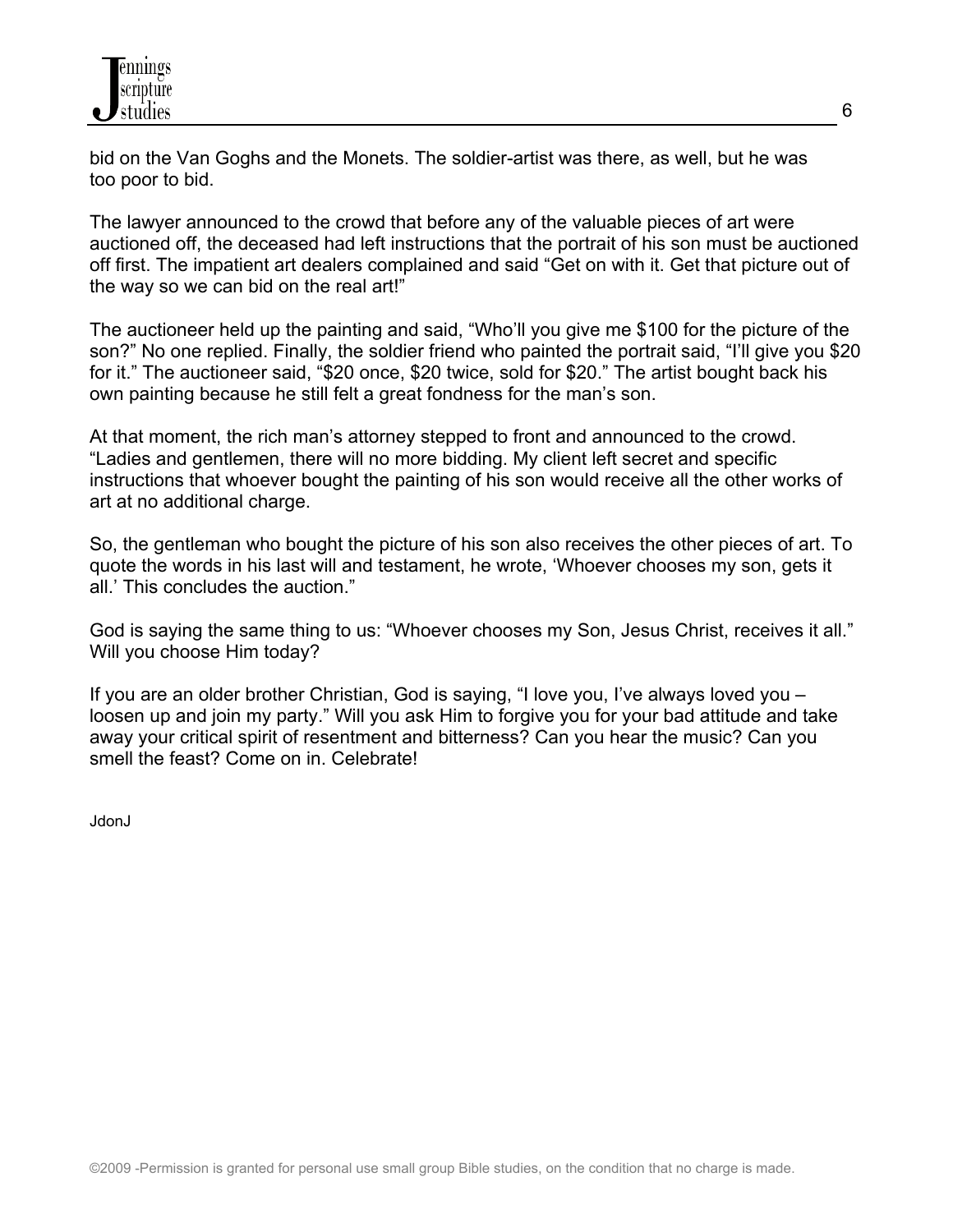bid on the Van Goghs and the Monets. The soldier-artist was there, as well, but he was too poor to bid.

The lawyer announced to the crowd that before any of the valuable pieces of art were auctioned off, the deceased had left instructions that the portrait of his son must be auctioned off first. The impatient art dealers complained and said "Get on with it. Get that picture out of the way so we can bid on the real art!"

The auctioneer held up the painting and said, "Who'll you give me $100 for the picture of the son?" No one replied. Finally, the soldier friend who painted the portrait said, "I'll give you $20 for it." The auctioneer said, "$20 once, $20 twice, sold for $20." The artist bought back his own painting because he still felt a great fondness for the man's son.

At that moment, the rich man's attorney stepped to front and announced to the crowd. "Ladies and gentlemen, there will no more bidding. My client left secret and specific instructions that whoever bought the painting of his son would receive all the other works of art at no additional charge.

So, the gentleman who bought the picture of his son also receives the other pieces of art. To quote the words in his last will and testament, he wrote, 'Whoever chooses my son, gets it all.' This concludes the auction."

God is saying the same thing to us: "Whoever chooses my Son, Jesus Christ, receives it all." Will you choose Him today?

If you are an older brother Christian, God is saying, "I love you, I've always loved you – loosen up and join my party." Will you ask Him to forgive you for your bad attitude and take away your critical spirit of resentment and bitterness? Can you hear the music? Can you smell the feast? Come on in. Celebrate!

JdonJ

©2009 -Permission is granted for personal use small group Bible studies, on the condition that no charge is made.